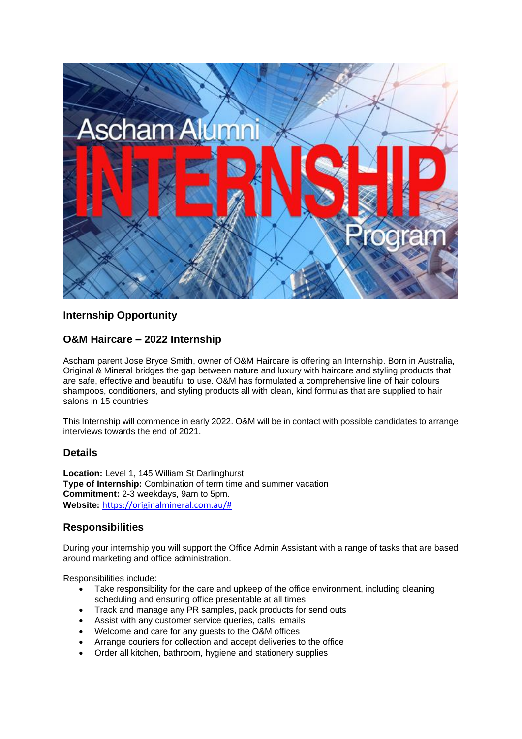## Internship Opportunity

## O&M Haircare – 2022 Internship

Ascham parent Jose Bryce Smith, owner of O&M Haircare is offering an Internship. Born in Australia, Original & Mineral bridges the gap between nature and luxury with haircare and styling products that are safe, effective and beautiful to use. O&M has formulated a comprehensive line of hair colours shampoos, conditioners, and styling products all with clean, kind formulas that are supplied to hair salons in 15 countries

This Internship will commence in early 2022. O&M will be in contact with possible candidates to arrange interviews towards the end of 2021.

### Details

**Location:** Level 1, 145 William St Darlinghurst
**Type of Internship:** Combination of term time and summer vacation
**Commitment:** 2-3 weekdays, 9am to 5pm.
**Website:** https://originalmineral.com.au/#

### Responsibilities

During your internship you will support the Office Admin Assistant with a range of tasks that are based around marketing and office administration.

Responsibilities include:

- Take responsibility for the care and upkeep of the office environment, including cleaning scheduling and ensuring office presentable at all times
- Track and manage any PR samples, pack products for send outs
- Assist with any customer service queries, calls, emails
- Welcome and care for any guests to the O&M offices
- Arrange couriers for collection and accept deliveries to the office
- Order all kitchen, bathroom, hygiene and stationery supplies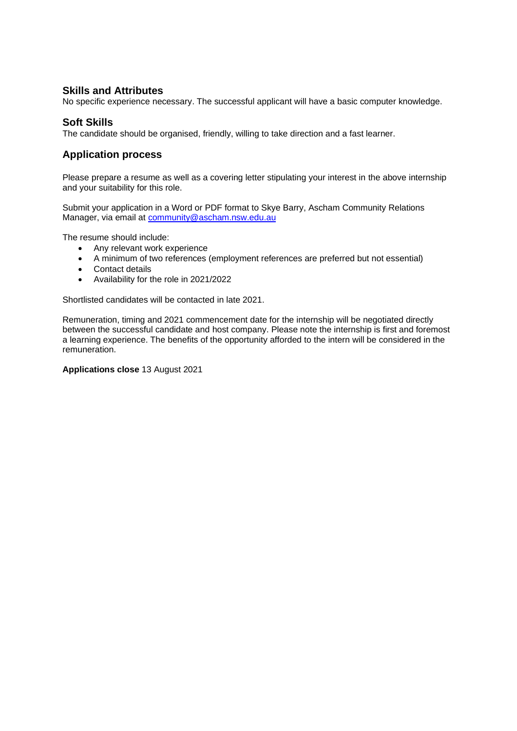## Skills and Attributes

No specific experience necessary. The successful applicant will have a basic computer knowledge.

## Soft Skills

The candidate should be organised, friendly, willing to take direction and a fast learner.

## Application process

Please prepare a resume as well as a covering letter stipulating your interest in the above internship and your suitability for this role.

Submit your application in a Word or PDF format to Skye Barry, Ascham Community Relations Manager, via email at community@ascham.nsw.edu.au

The resume should include:

- Any relevant work experience
- A minimum of two references (employment references are preferred but not essential)
- Contact details
- Availability for the role in 2021/2022

Shortlisted candidates will be contacted in late 2021.

Remuneration, timing and 2021 commencement date for the internship will be negotiated directly between the successful candidate and host company. Please note the internship is first and foremost a learning experience. The benefits of the opportunity afforded to the intern will be considered in the remuneration.

**Applications close** 13 August 2021